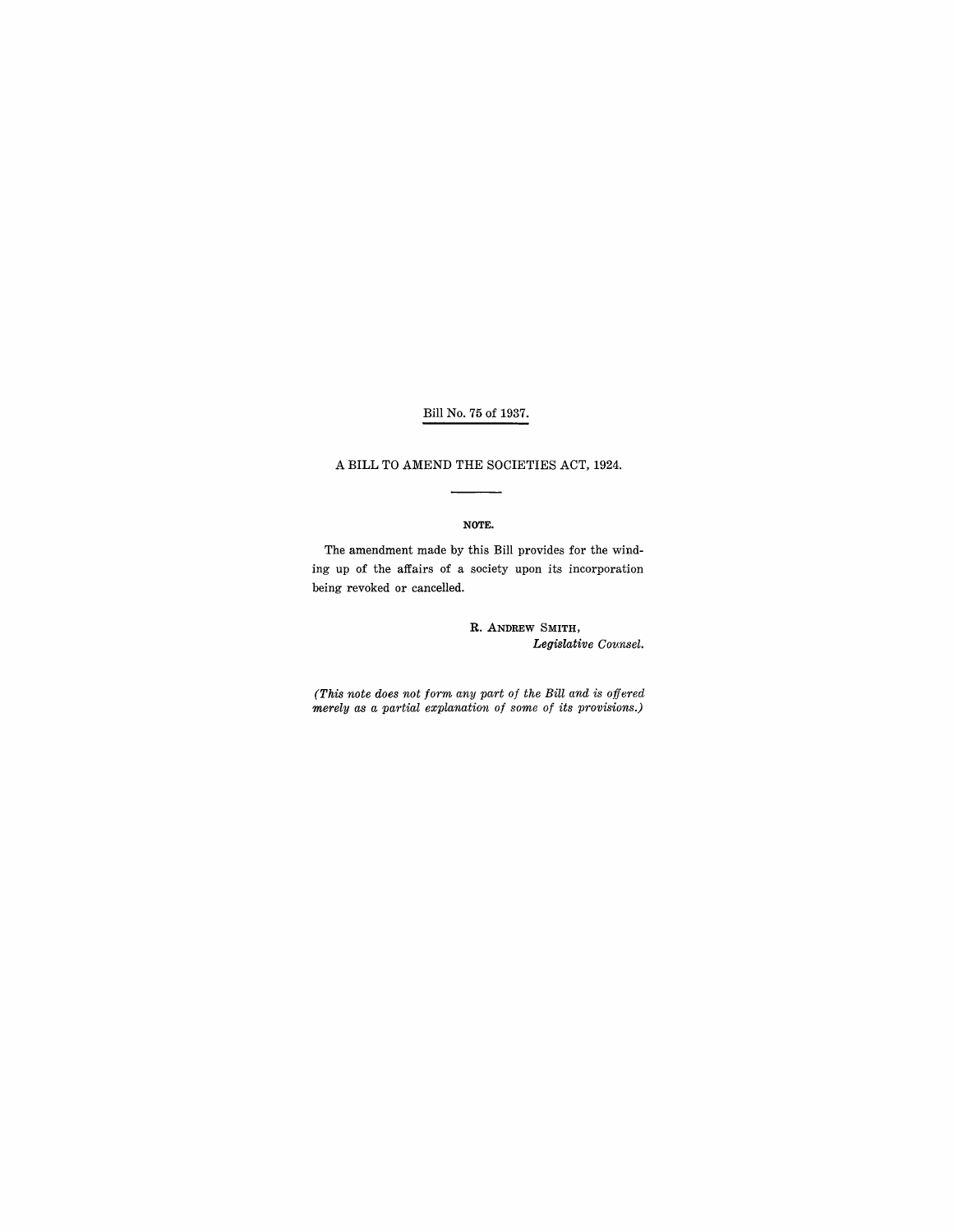Bill No. 75 of 1937.

A BILL TO AMEND THE SOCIETIES ACT, 1924.

**NOTE.**

The amendment made by this Bill provides for the winding up of the affairs of a society upon its incorporation being revoked or cancelled.

R. ANDREW SMITH,
*Legislative Counsel.*

*(This note does not form any part of the Bill and is offered merely as a partial explanation of some of its provisions.)*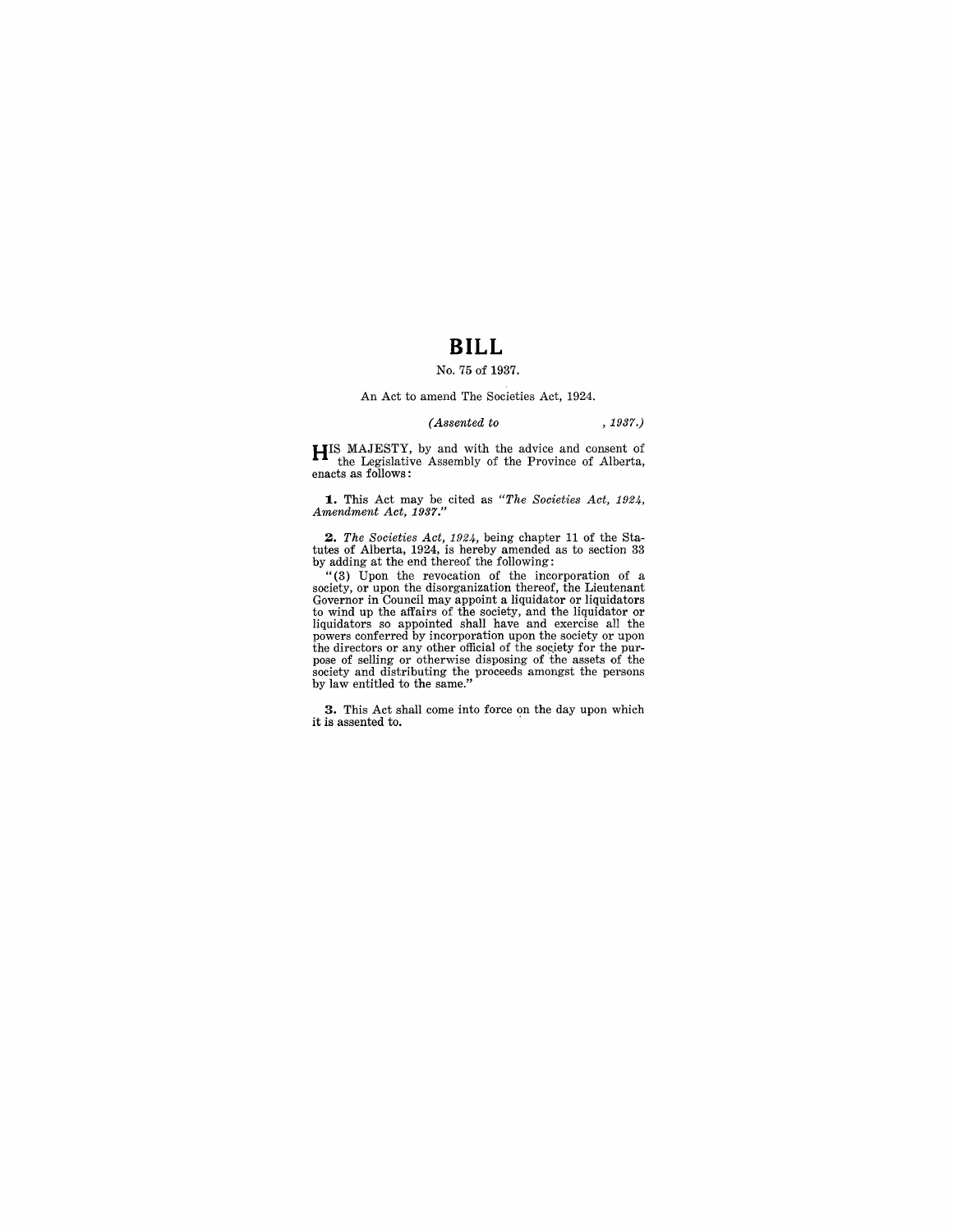# BILL

No. 75 of 1937.

An Act to amend The Societies Act, 1924.

*(Assented to , 1937.)*

HIS MAJESTY, by and with the advice and consent of the Legislative Assembly of the Province of Alberta, enacts as follows:

**1.** This Act may be cited as *"The Societies Act, 1924, Amendment Act, 1937."*

**2.** *The Societies Act, 1924,* being chapter 11 of the Statutes of Alberta, 1924, is hereby amended as to section 33 by adding at the end thereof the following:

"(3) Upon the revocation of the incorporation of a society, or upon the disorganization thereof, the Lieutenant Governor in Council may appoint a liquidator or liquidators to wind up the affairs of the society, and the liquidator or liquidators so appointed shall have and exercise all the powers conferred by incorporation upon the society or upon the directors or any other official of the society for the purpose of selling or otherwise disposing of the assets of the society and distributing the proceeds amongst the persons by law entitled to the same."

**3.** This Act shall come into force on the day upon which it is assented to.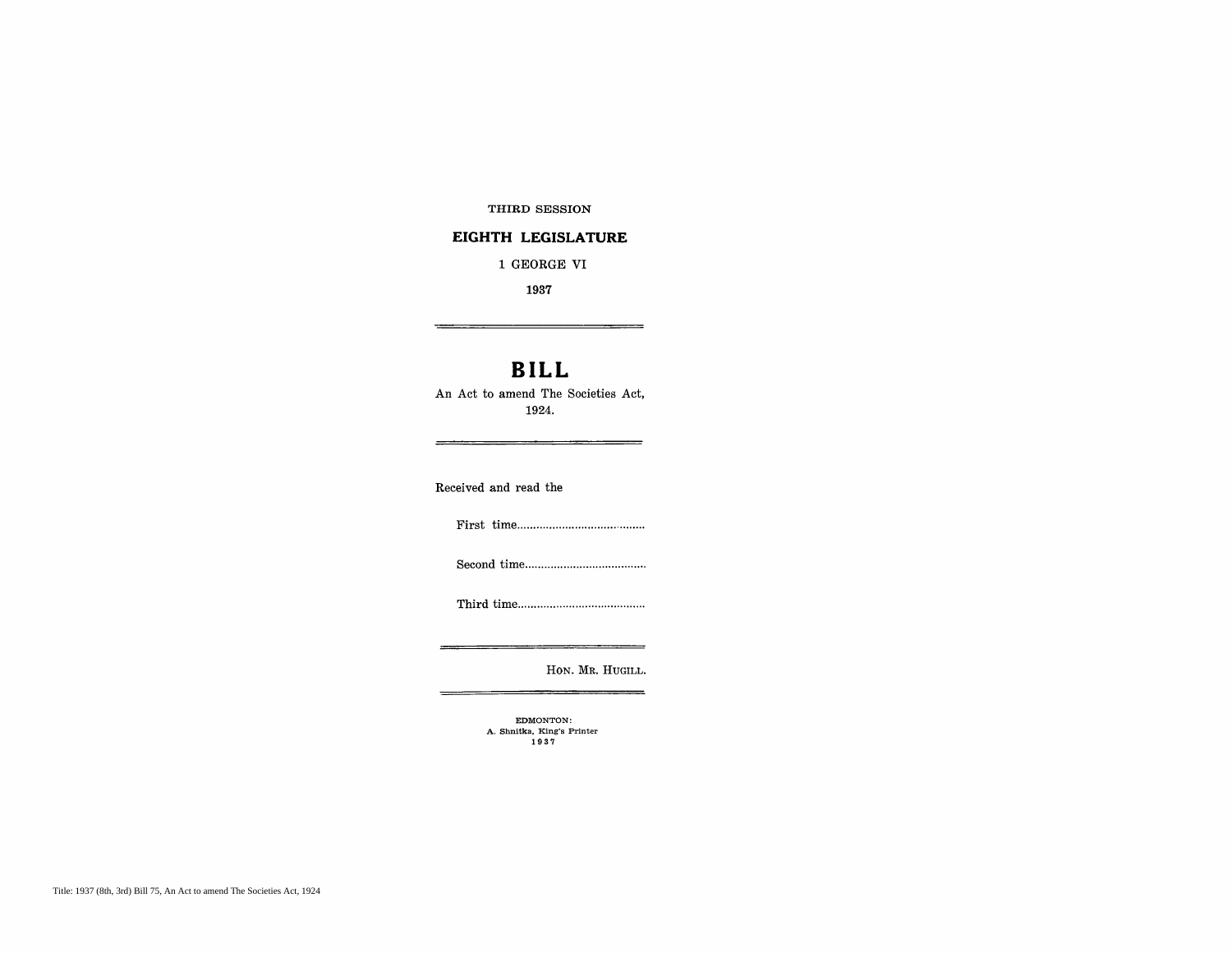THIRD SESSION

**EIGHTH LEGISLATURE**

1 GEORGE VI

1937

---

# BILL

An Act to amend The Societies Act, 1924.

---

Received and read the

First time..........................................

Second time..........................................

Third time..........................................

---

HON. MR. HUGILL.

---

EDMONTON:
A. Shnitka, King's Printer
1937

Title: 1937 (8th, 3rd) Bill 75, An Act to amend The Societies Act, 1924